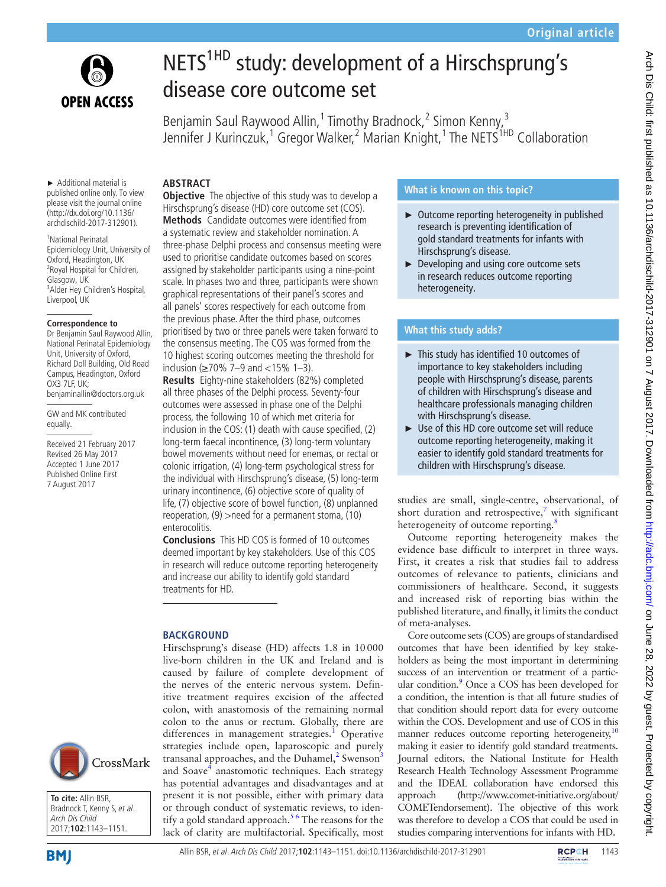# NETS[1HD] study: development of a Hirschsprung's disease core outcome set

Benjamin Saul Raywood Allin,[1] Timothy Bradnock,[2] Simon Kenny,[3] Jennifer J Kurinczuk,[1] Gregor Walker,[2] Marian Knight,[1] The NETS[1HD] Collaboration

► Additional material is published online only. To view please visit the journal online (http://dx.doi.org/10.1136/archdischild-2017-312901).

[1]National Perinatal Epidemiology Unit, University of Oxford, Headington, UK
[2]Royal Hospital for Children, Glasgow, UK
[3]Alder Hey Children's Hospital, Liverpool, UK

**Correspondence to**
Dr Benjamin Saul Raywood Allin, National Perinatal Epidemiology Unit, University of Oxford, Richard Doll Building, Old Road Campus, Headington, Oxford OX3 7LF, UK; benjaminallin@doctors.org.uk

GW and MK contributed equally.

Received 21 February 2017
Revised 26 May 2017
Accepted 1 June 2017
Published Online First 7 August 2017

**To cite:** Allin BSR, Bradnock T, Kenny S, *et al*. *Arch Dis Child* 2017;**102**:1143–1151.

## ABSTRACT

**Objective** The objective of this study was to develop a Hirschsprung's disease (HD) core outcome set (COS).

**Methods** Candidate outcomes were identified from a systematic review and stakeholder nomination. A three-phase Delphi process and consensus meeting were used to prioritise candidate outcomes based on scores assigned by stakeholder participants using a nine-point scale. In phases two and three, participants were shown graphical representations of their panel's scores and all panels' scores respectively for each outcome from the previous phase. After the third phase, outcomes prioritised by two or three panels were taken forward to the consensus meeting. The COS was formed from the 10 highest scoring outcomes meeting the threshold for inclusion (≥70% 7–9 and <15% 1–3).

**Results** Eighty-nine stakeholders (82%) completed all three phases of the Delphi process. Seventy-four outcomes were assessed in phase one of the Delphi process, the following 10 of which met criteria for inclusion in the COS: (1) death with cause specified, (2) long-term faecal incontinence, (3) long-term voluntary bowel movements without need for enemas, or rectal or colonic irrigation, (4) long-term psychological stress for the individual with Hirschsprung's disease, (5) long-term urinary incontinence, (6) objective score of quality of life, (7) objective score of bowel function, (8) unplanned reoperation, (9) >need for a permanent stoma, (10) enterocolitis.

**Conclusions** This HD COS is formed of 10 outcomes deemed important by key stakeholders. Use of this COS in research will reduce outcome reporting heterogeneity and increase our ability to identify gold standard treatments for HD.

## What is known on this topic?

- ► Outcome reporting heterogeneity in published research is preventing identification of gold standard treatments for infants with Hirschsprung's disease.
- ► Developing and using core outcome sets in research reduces outcome reporting heterogeneity.

## What this study adds?

- ► This study has identified 10 outcomes of importance to key stakeholders including people with Hirschsprung's disease, parents of children with Hirschsprung's disease and healthcare professionals managing children with Hirschsprung's disease.
- ► Use of this HD core outcome set will reduce outcome reporting heterogeneity, making it easier to identify gold standard treatments for children with Hirschsprung's disease.

## BACKGROUND

Hirschsprung's disease (HD) affects 1.8 in 10 000 live-born children in the UK and Ireland and is caused by failure of complete development of the nerves of the enteric nervous system. Definitive treatment requires excision of the affected colon, with anastomosis of the remaining normal colon to the anus or rectum. Globally, there are differences in management strategies.[1] Operative strategies include open, laparoscopic and purely transanal approaches, and the Duhamel,[2] Swenson[3] and Soave[4] anastomotic techniques. Each strategy has potential advantages and disadvantages and at present it is not possible, either with primary data or through conduct of systematic reviews, to identify a gold standard approach.[5 6] The reasons for the lack of clarity are multifactorial. Specifically, most studies are small, single-centre, observational, of short duration and retrospective,[7] with significant heterogeneity of outcome reporting.[8]

Outcome reporting heterogeneity makes the evidence base difficult to interpret in three ways. First, it creates a risk that studies fail to address outcomes of relevance to patients, clinicians and commissioners of healthcare. Second, it suggests and increased risk of reporting bias within the published literature, and finally, it limits the conduct of meta-analyses.

Core outcome sets (COS) are groups of standardised outcomes that have been identified by key stakeholders as being the most important in determining success of an intervention or treatment of a particular condition.[9] Once a COS has been developed for a condition, the intention is that all future studies of that condition should report data for every outcome within the COS. Development and use of COS in this manner reduces outcome reporting heterogeneity,[10] making it easier to identify gold standard treatments. Journal editors, the National Institute for Health Research Health Technology Assessment Programme and the IDEAL collaboration have endorsed this approach (http://www.comet-initiative.org/about/COMETendorsement). The objective of this work was therefore to develop a COS that could be used in studies comparing interventions for infants with HD.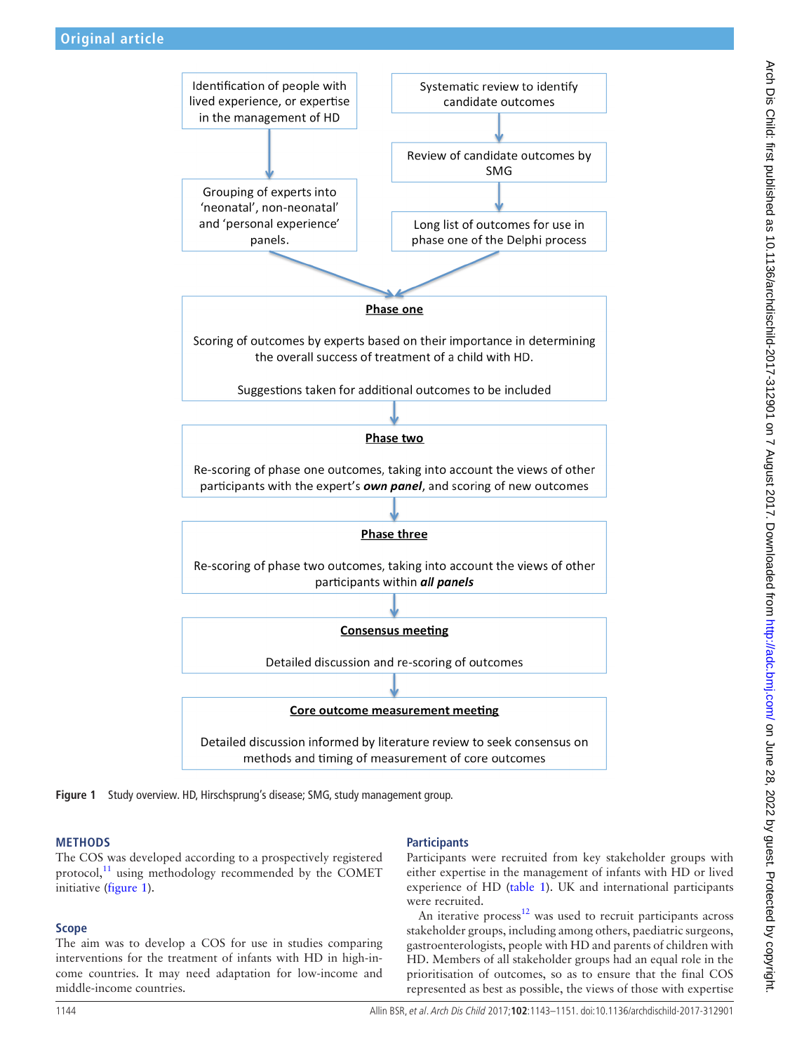Identification of people with lived experience, or expertise in the management of HD

Grouping of experts into 'neonatal', non-neonatal' and 'personal experience' panels.

Systematic review to identify candidate outcomes

Review of candidate outcomes by SMG

Long list of outcomes for use in phase one of the Delphi process

**Phase one**

Scoring of outcomes by experts based on their importance in determining the overall success of treatment of a child with HD.

Suggestions taken for additional outcomes to be included

**Phase two**

Re-scoring of phase one outcomes, taking into account the views of other participants with the expert's ***own panel***, and scoring of new outcomes

**Phase three**

Re-scoring of phase two outcomes, taking into account the views of other participants within ***all panels***

**Consensus meeting**

Detailed discussion and re-scoring of outcomes

**Core outcome measurement meeting**

Detailed discussion informed by literature review to seek consensus on methods and timing of measurement of core outcomes

**Figure 1** Study overview. HD, Hirschsprung's disease; SMG, study management group.

## METHODS

The COS was developed according to a prospectively registered protocol,[11] using methodology recommended by the COMET initiative (figure 1).

### Scope

The aim was to develop a COS for use in studies comparing interventions for the treatment of infants with HD in high-income countries. It may need adaptation for low-income and middle-income countries.

### Participants

Participants were recruited from key stakeholder groups with either expertise in the management of infants with HD or lived experience of HD (table 1). UK and international participants were recruited.

An iterative process[12] was used to recruit participants across stakeholder groups, including among others, paediatric surgeons, gastroenterologists, people with HD and parents of children with HD. Members of all stakeholder groups had an equal role in the prioritisation of outcomes, so as to ensure that the final COS represented as best as possible, the views of those with expertise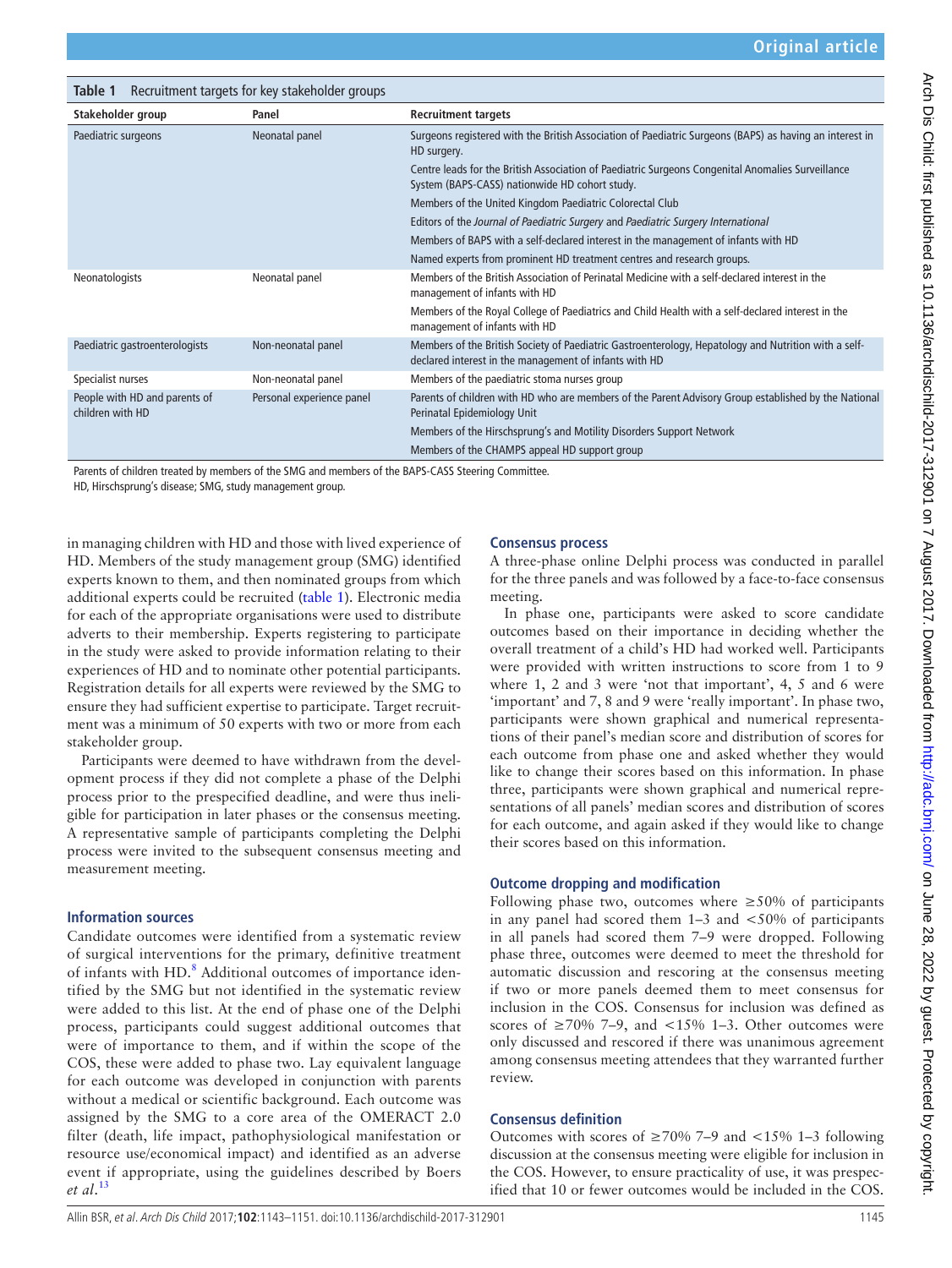**Table 1** Recruitment targets for key stakeholder groups

| Stakeholder group | Panel | Recruitment targets |
|---|---|---|
| Paediatric surgeons | Neonatal panel | Surgeons registered with the British Association of Paediatric Surgeons (BAPS) as having an interest in HD surgery. |
| | | Centre leads for the British Association of Paediatric Surgeons Congenital Anomalies Surveillance System (BAPS-CASS) nationwide HD cohort study. |
| | | Members of the United Kingdom Paediatric Colorectal Club |
| | | Editors of the *Journal of Paediatric Surgery* and *Paediatric Surgery International* |
| | | Members of BAPS with a self-declared interest in the management of infants with HD |
| | | Named experts from prominent HD treatment centres and research groups. |
| Neonatologists | Neonatal panel | Members of the British Association of Perinatal Medicine with a self-declared interest in the management of infants with HD |
| | | Members of the Royal College of Paediatrics and Child Health with a self-declared interest in the management of infants with HD |
| Paediatric gastroenterologists | Non-neonatal panel | Members of the British Society of Paediatric Gastroenterology, Hepatology and Nutrition with a self-declared interest in the management of infants with HD |
| Specialist nurses | Non-neonatal panel | Members of the paediatric stoma nurses group |
| People with HD and parents of children with HD | Personal experience panel | Parents of children with HD who are members of the Parent Advisory Group established by the National Perinatal Epidemiology Unit |
| | | Members of the Hirschsprung's and Motility Disorders Support Network |
| | | Members of the CHAMPS appeal HD support group |

Parents of children treated by members of the SMG and members of the BAPS-CASS Steering Committee.

HD, Hirschsprung's disease; SMG, study management group.

in managing children with HD and those with lived experience of HD. Members of the study management group (SMG) identified experts known to them, and then nominated groups from which additional experts could be recruited (table 1). Electronic media for each of the appropriate organisations were used to distribute adverts to their membership. Experts registering to participate in the study were asked to provide information relating to their experiences of HD and to nominate other potential participants. Registration details for all experts were reviewed by the SMG to ensure they had sufficient expertise to participate. Target recruitment was a minimum of 50 experts with two or more from each stakeholder group.

Participants were deemed to have withdrawn from the development process if they did not complete a phase of the Delphi process prior to the prespecified deadline, and were thus ineligible for participation in later phases or the consensus meeting. A representative sample of participants completing the Delphi process were invited to the subsequent consensus meeting and measurement meeting.

### Information sources

Candidate outcomes were identified from a systematic review of surgical interventions for the primary, definitive treatment of infants with HD.[8] Additional outcomes of importance identified by the SMG but not identified in the systematic review were added to this list. At the end of phase one of the Delphi process, participants could suggest additional outcomes that were of importance to them, and if within the scope of the COS, these were added to phase two. Lay equivalent language for each outcome was developed in conjunction with parents without a medical or scientific background. Each outcome was assigned by the SMG to a core area of the OMERACT 2.0 filter (death, life impact, pathophysiological manifestation or resource use/economical impact) and identified as an adverse event if appropriate, using the guidelines described by Boers *et al*.[13]

### Consensus process

A three-phase online Delphi process was conducted in parallel for the three panels and was followed by a face-to-face consensus meeting.

In phase one, participants were asked to score candidate outcomes based on their importance in deciding whether the overall treatment of a child's HD had worked well. Participants were provided with written instructions to score from 1 to 9 where 1, 2 and 3 were 'not that important', 4, 5 and 6 were 'important' and 7, 8 and 9 were 'really important'. In phase two, participants were shown graphical and numerical representations of their panel's median score and distribution of scores for each outcome from phase one and asked whether they would like to change their scores based on this information. In phase three, participants were shown graphical and numerical representations of all panels' median scores and distribution of scores for each outcome, and again asked if they would like to change their scores based on this information.

### Outcome dropping and modification

Following phase two, outcomes where ≥50% of participants in any panel had scored them 1–3 and <50% of participants in all panels had scored them 7–9 were dropped. Following phase three, outcomes were deemed to meet the threshold for automatic discussion and rescoring at the consensus meeting if two or more panels deemed them to meet consensus for inclusion in the COS. Consensus for inclusion was defined as scores of ≥70% 7–9, and <15% 1–3. Other outcomes were only discussed and rescored if there was unanimous agreement among consensus meeting attendees that they warranted further review.

### Consensus definition

Outcomes with scores of ≥70% 7–9 and <15% 1–3 following discussion at the consensus meeting were eligible for inclusion in the COS. However, to ensure practicality of use, it was prespecified that 10 or fewer outcomes would be included in the COS.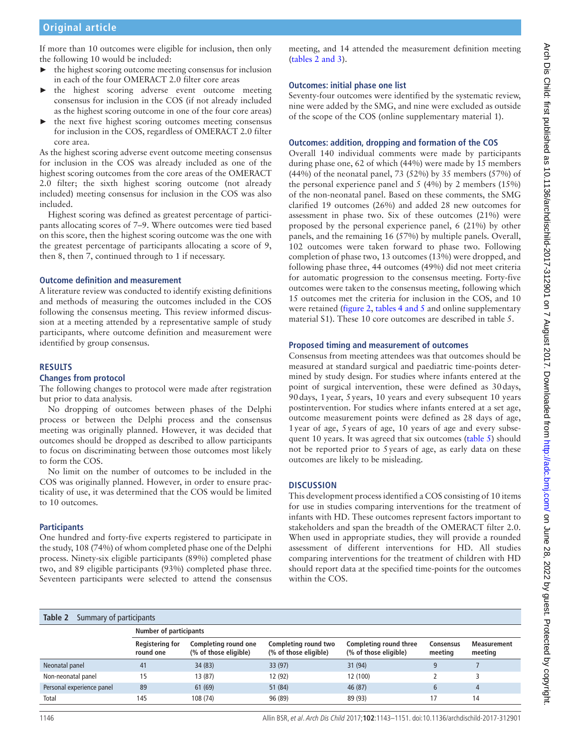If more than 10 outcomes were eligible for inclusion, then only the following 10 would be included:

- the highest scoring outcome meeting consensus for inclusion in each of the four OMERACT 2.0 filter core areas
- the highest scoring adverse event outcome meeting consensus for inclusion in the COS (if not already included as the highest scoring outcome in one of the four core areas)
- the next five highest scoring outcomes meeting consensus for inclusion in the COS, regardless of OMERACT 2.0 filter core area.

As the highest scoring adverse event outcome meeting consensus for inclusion in the COS was already included as one of the highest scoring outcomes from the core areas of the OMERACT 2.0 filter; the sixth highest scoring outcome (not already included) meeting consensus for inclusion in the COS was also included.

Highest scoring was defined as greatest percentage of participants allocating scores of 7–9. Where outcomes were tied based on this score, then the highest scoring outcome was the one with the greatest percentage of participants allocating a score of 9, then 8, then 7, continued through to 1 if necessary.

### Outcome definition and measurement

A literature review was conducted to identify existing definitions and methods of measuring the outcomes included in the COS following the consensus meeting. This review informed discussion at a meeting attended by a representative sample of study participants, where outcome definition and measurement were identified by group consensus.

## RESULTS

### Changes from protocol

The following changes to protocol were made after registration but prior to data analysis.

No dropping of outcomes between phases of the Delphi process or between the Delphi process and the consensus meeting was originally planned. However, it was decided that outcomes should be dropped as described to allow participants to focus on discriminating between those outcomes most likely to form the COS.

No limit on the number of outcomes to be included in the COS was originally planned. However, in order to ensure practicality of use, it was determined that the COS would be limited to 10 outcomes.

### Participants

One hundred and forty-five experts registered to participate in the study, 108 (74%) of whom completed phase one of the Delphi process. Ninety-six eligible participants (89%) completed phase two, and 89 eligible participants (93%) completed phase three. Seventeen participants were selected to attend the consensus meeting, and 14 attended the measurement definition meeting (tables 2 and 3).

### Outcomes: initial phase one list

Seventy-four outcomes were identified by the systematic review, nine were added by the SMG, and nine were excluded as outside of the scope of the COS (online supplementary material 1).

### Outcomes: addition, dropping and formation of the COS

Overall 140 individual comments were made by participants during phase one, 62 of which (44%) were made by 15 members (44%) of the neonatal panel, 73 (52%) by 35 members (57%) of the personal experience panel and 5 (4%) by 2 members (15%) of the non-neonatal panel. Based on these comments, the SMG clarified 19 outcomes (26%) and added 28 new outcomes for assessment in phase two. Six of these outcomes (21%) were proposed by the personal experience panel, 6 (21%) by other panels, and the remaining 16 (57%) by multiple panels. Overall, 102 outcomes were taken forward to phase two. Following completion of phase two, 13 outcomes (13%) were dropped, and following phase three, 44 outcomes (49%) did not meet criteria for automatic progression to the consensus meeting. Forty-five outcomes were taken to the consensus meeting, following which 15 outcomes met the criteria for inclusion in the COS, and 10 were retained (figure 2, tables 4 and 5 and online supplementary material S1). These 10 core outcomes are described in table 5.

### Proposed timing and measurement of outcomes

Consensus from meeting attendees was that outcomes should be measured at standard surgical and paediatric time-points determined by study design. For studies where infants entered at the point of surgical intervention, these were defined as 30 days, 90 days, 1 year, 5 years, 10 years and every subsequent 10 years postintervention. For studies where infants entered at a set age, outcome measurement points were defined as 28 days of age, 1 year of age, 5 years of age, 10 years of age and every subsequent 10 years. It was agreed that six outcomes (table 5) should not be reported prior to 5 years of age, as early data on these outcomes are likely to be misleading.

## DISCUSSION

This development process identified a COS consisting of 10 items for use in studies comparing interventions for the treatment of infants with HD. These outcomes represent factors important to stakeholders and span the breadth of the OMERACT filter 2.0. When used in appropriate studies, they will provide a rounded assessment of different interventions for HD. All studies comparing interventions for the treatment of children with HD should report data at the specified time-points for the outcomes within the COS.

**Table 2** Summary of participants

| | Number of participants | | | | | |
|---|---|---|---|---|---|---|
| | Registering for round one | Completing round one (% of those eligible) | Completing round two (% of those eligible) | Completing round three (% of those eligible) | Consensus meeting | Measurement meeting |
| Neonatal panel | 41 | 34 (83) | 33 (97) | 31 (94) | 9 | 7 |
| Non-neonatal panel | 15 | 13 (87) | 12 (92) | 12 (100) | 2 | 3 |
| Personal experience panel | 89 | 61 (69) | 51 (84) | 46 (87) | 6 | 4 |
| Total | 145 | 108 (74) | 96 (89) | 89 (93) | 17 | 14 |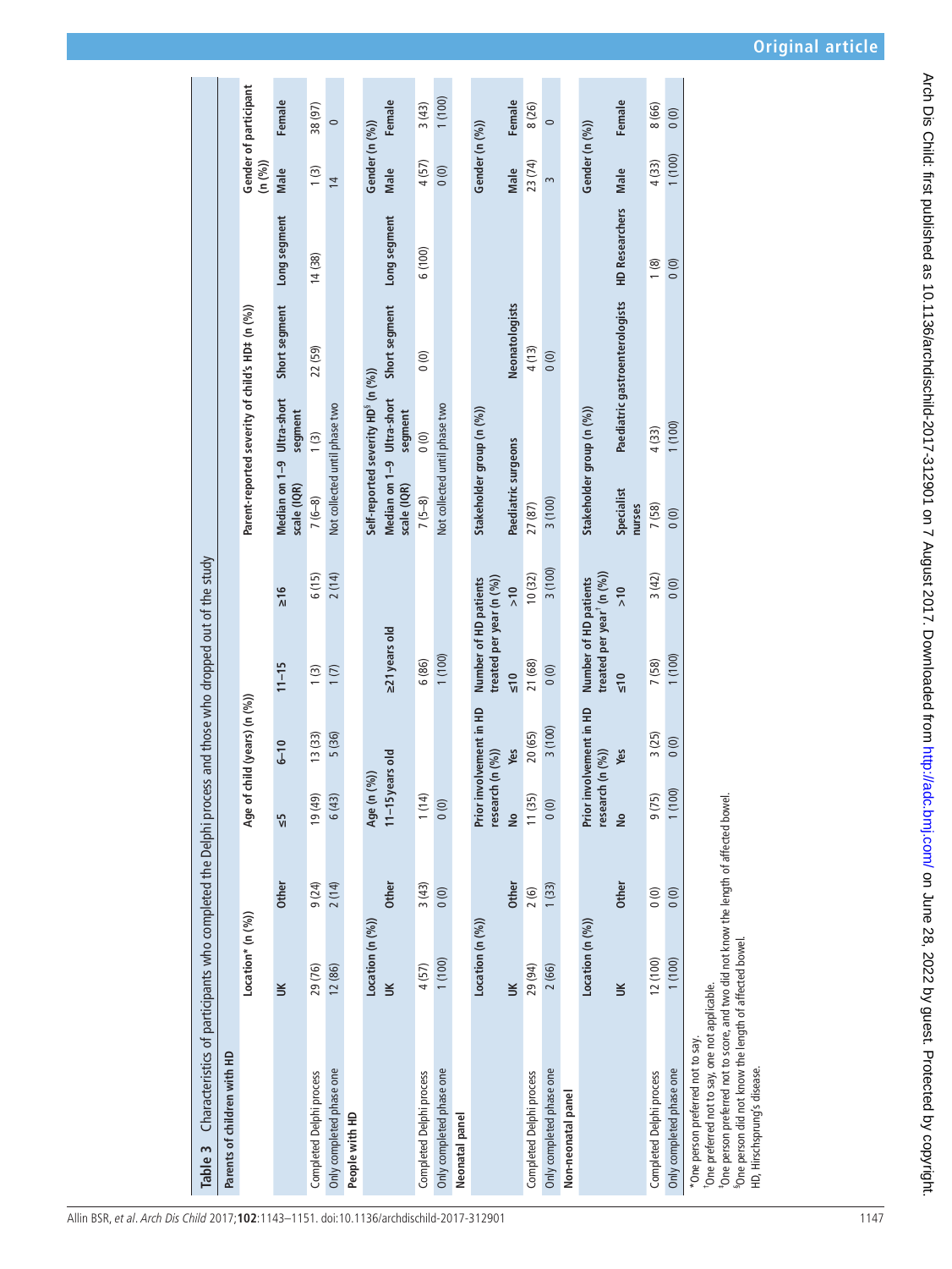**Table 3** Characteristics of participants who completed the Delphi process and those who dropped out of the study

**Parents of children with HD**

| | Location* (n (%)) | | Age of child (years) (n (%)) | | | | Parent-reported severity of child's HD‡ (n (%)) | | | | Gender of participant (n (%)) | |
|---|---|---|---|---|---|---|---|---|---|---|---|---|
| | UK | Other | ≤5 | 6–10 | 11–15 | ≥16 | Median on 1–9 scale (IQR) | Ultra-short segment | Short segment | Long segment | Male | Female |
| Completed Delphi process | 29 (76) | 9 (24) | 19 (49) | 13 (33) | 1 (3) | 6 (15) | 7 (6–8) | 1 (3) | 22 (59) | 14 (38) | 1 (3) | 38 (97) |
| Only completed phase one | 12 (86) | 2 (14) | 6 (43) | 5 (36) | 1 (7) | 2 (14) | Not collected until phase two | | | | 14 | 0 |

**People with HD**

| | Location (n (%)) | | Age (n (%)) | | Self-reported severity HD§ (n (%)) | | | | Gender (n (%)) | |
|---|---|---|---|---|---|---|---|---|---|---|
| | UK | Other | 11–15 years old | ≥21 years old | Median on 1–9 scale (IQR) | Ultra-short segment | Short segment | Long segment | Male | Female |
| Completed Delphi process | 4 (57) | 3 (43) | 1 (14) | 6 (86) | 7 (5–8) | 0 (0) | 0 (0) | 6 (100) | 4 (57) | 3 (43) |
| Only completed phase one | 1 (100) | 0 (0) | 0 (0) | 1 (100) | Not collected until phase two | | | | 0 (0) | 1 (100) |

**Neonatal panel**

| | Location (n (%)) | | Prior involvement in HD research (n (%)) | | Number of HD patients treated per year (n (%)) | | Stakeholder group (n (%)) | | Gender (n (%)) | |
|---|---|---|---|---|---|---|---|---|---|---|
| | UK | Other | No | Yes | ≤10 | >10 | Paediatric surgeons | Neonatologists | Male | Female |
| Completed Delphi process | 29 (94) | 2 (6) | 11 (35) | 20 (65) | 21 (68) | 10 (32) | 27 (87) | 4 (13) | 23 (74) | 8 (26) |
| Only completed phase one | 2 (66) | 1 (33) | 0 (0) | 3 (100) | 0 (0) | 3 (100) | 3 (100) | 0 (0) | 3 | 0 |

**Non-neonatal panel**

| | Location (n (%)) | | Prior involvement in HD research (n (%)) | | Number of HD patients treated per year† (n (%)) | | Stakeholder group (n (%)) | | | Gender (n (%)) | |
|---|---|---|---|---|---|---|---|---|---|---|---|
| | UK | Other | No | Yes | ≤10 | >10 | Specialist nurses | Paediatric gastroenterologists | HD Researchers | Male | Female |
| Completed Delphi process | 12 (100) | 0 (0) | 9 (75) | 3 (25) | 7 (58) | 3 (42) | 7 (58) | 4 (33) | 1 (8) | 4 (33) | 8 (66) |
| Only completed phase one | 1 (100) | 0 (0) | 1 (100) | 0 (0) | 1 (100) | 0 (0) | 0 (0) | 1 (100) | 0 (0) | 1 (100) | 0 (0) |

*One person preferred not to say.
†One preferred not to say, one not applicable.
‡One person preferred not to score, and two did not know the length of affected bowel.
§One person did not know the length of affected bowel.
HD, Hirschsprung's disease.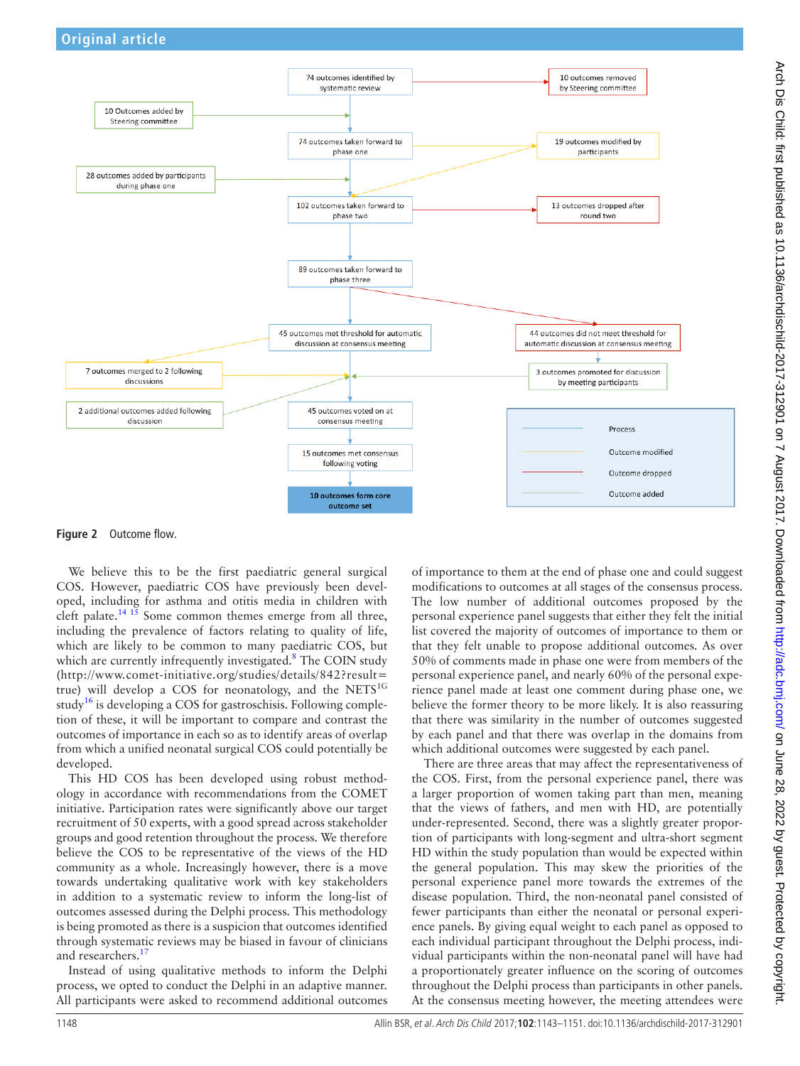- 74 outcomes identified by systematic review
- 10 outcomes removed by Steering committee
- 10 Outcomes added by Steering committee
- 74 outcomes taken forward to phase one
- 19 outcomes modified by participants
- 28 outcomes added by participants during phase one
- 102 outcomes taken forward to phase two
- 13 outcomes dropped after round two
- 89 outcomes taken forward to phase three
- 45 outcomes met threshold for automatic discussion at consensus meeting
- 44 outcomes did not meet threshold for automatic discussion at consensus meeting
- 7 outcomes merged to 2 following discussions
- 3 outcomes promoted for discussion by meeting participants
- 2 additional outcomes added following discussion
- 45 outcomes voted on at consensus meeting
- 15 outcomes met consensus following voting
- 10 outcomes form core outcome set

Key: Process; Outcome modified; Outcome dropped; Outcome added

**Figure 2** Outcome flow.

We believe this to be the first paediatric general surgical COS. However, paediatric COS have previously been developed, including for asthma and otitis media in children with cleft palate.[14 15] Some common themes emerge from all three, including the prevalence of factors relating to quality of life, which are likely to be common to many paediatric COS, but which are currently infrequently investigated.[8] The COIN study (http://www.comet-initiative.org/studies/details/842?result=true) will develop a COS for neonatology, and the NETS[1G] study[16] is developing a COS for gastroschisis. Following completion of these, it will be important to compare and contrast the outcomes of importance in each so as to identify areas of overlap from which a unified neonatal surgical COS could potentially be developed.

This HD COS has been developed using robust methodology in accordance with recommendations from the COMET initiative. Participation rates were significantly above our target recruitment of 50 experts, with a good spread across stakeholder groups and good retention throughout the process. We therefore believe the COS to be representative of the views of the HD community as a whole. Increasingly however, there is a move towards undertaking qualitative work with key stakeholders in addition to a systematic review to inform the long-list of outcomes assessed during the Delphi process. This methodology is being promoted as there is a suspicion that outcomes identified through systematic reviews may be biased in favour of clinicians and researchers.[17]

Instead of using qualitative methods to inform the Delphi process, we opted to conduct the Delphi in an adaptive manner. All participants were asked to recommend additional outcomes of importance to them at the end of phase one and could suggest modifications to outcomes at all stages of the consensus process. The low number of additional outcomes proposed by the personal experience panel suggests that either they felt the initial list covered the majority of outcomes of importance to them or that they felt unable to propose additional outcomes. As over 50% of comments made in phase one were from members of the personal experience panel, and nearly 60% of the personal experience panel made at least one comment during phase one, we believe the former theory to be more likely. It is also reassuring that there was similarity in the number of outcomes suggested by each panel and that there was overlap in the domains from which additional outcomes were suggested by each panel.

There are three areas that may affect the representativeness of the COS. First, from the personal experience panel, there was a larger proportion of women taking part than men, meaning that the views of fathers, and men with HD, are potentially under-represented. Second, there was a slightly greater proportion of participants with long-segment and ultra-short segment HD within the study population than would be expected within the general population. This may skew the priorities of the personal experience panel more towards the extremes of the disease population. Third, the non-neonatal panel consisted of fewer participants than either the neonatal or personal experience panels. By giving equal weight to each panel as opposed to each individual participant throughout the Delphi process, individual participants within the non-neonatal panel will have had a proportionately greater influence on the scoring of outcomes throughout the Delphi process than participants in other panels. At the consensus meeting however, the meeting attendees were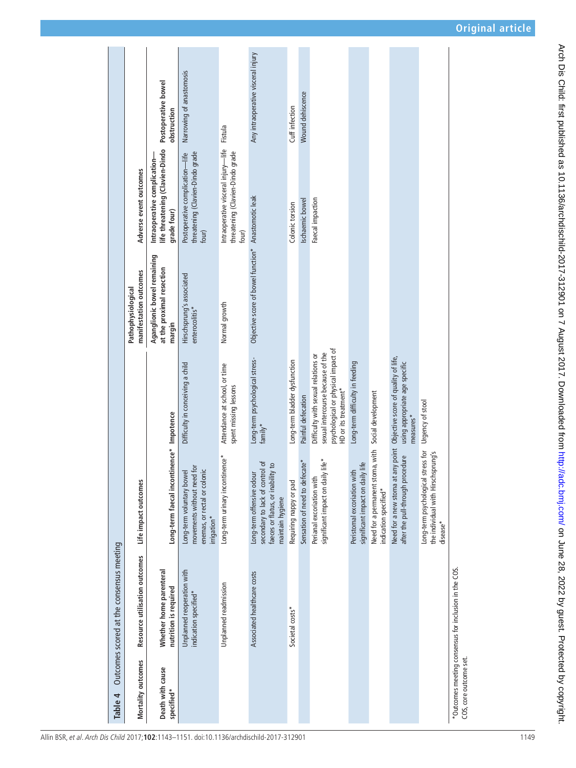**Table 4** Outcomes scored at the consensus meeting

| Mortality outcomes | Resource utilisation outcomes | Life impact outcomes | | Pathophysiological manifestation outcomes | Adverse event outcomes | |
|---|---|---|---|---|---|---|
| Death with cause specified* | Whether home parenteral nutrition is required | Long-term faecal incontinence* | Impotence | Aganglionic bowel remaining at the proximal resection margin | Intraoperative complication—life threatening (Clavien-Dindo grade four) | Postoperative bowel obstruction |
| | Unplanned reoperation with indication specified* | Long-term voluntary bowel movements without need for enemas, or rectal or colonic irrigation* | Difficulty in conceiving a child | Hirschsprung's associated enterocolitis* | Postoperative complication—life threatening (Clavien-Dindo grade four) | Narrowing of anastomosis |
| | Unplanned readmission | Long-term urinary incontinence* | Attendance at school, or time spent missing lessons | Normal growth | Intraoperative visceral injury—life threatening (Clavien-Dindo grade four) | Fistula |
| | Associated healthcare costs | Long-term offensive odour secondary to lack of control of faeces or flatus, or inability to maintain hygiene | Long-term psychological stress-family* | Objective score of bowel function* | Anastomotic leak | Any intraoperative visceral injury |
| | Societal costs* | Requiring nappy or pad | Long-term bladder dysfunction | | Colonic torsion | Cuff infection |
| | | Sensation of need to defecate* | Painful defecation | | Ischaemic bowel | Wound dehiscence |
| | | Perianal excoriation with significant impact on daily life* | Difficulty with sexual relations or sexual intercourse because of the psychological or physical impact of HD or its treatment* | | Faecal impaction | |
| | | Peristomal excoriation with significant impact on daily life | Long-term difficulty in feeding | | | |
| | | Need for a permanent stoma, with indication specified* | Social development | | | |
| | | Need for a new stoma at any point after the pull-through procedure | Objective score of quality of life, using appropriate age specific measures* | | | |
| | | Long-term psychological stress for the individual with Hirschsprung's disease* | Urgency of stool | | | |

*Outcomes meeting consensus for inclusion in the COS.

COS, core outcome set.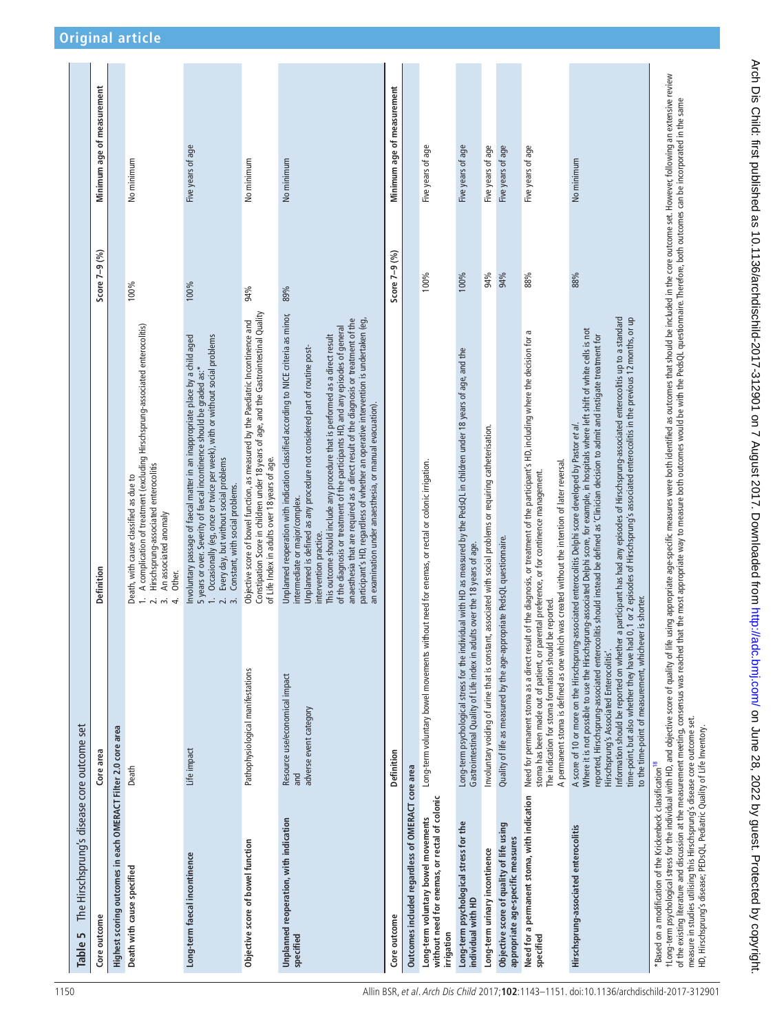**Table 5** The Hirschsprung's disease core outcome set

| Core outcome | Core area | Definition | Score 7–9 (%) | Minimum age of measurement |
|---|---|---|---|---|
| **Highest scoring outcomes in each OMERACT Filter 2.0 core area** | | | | |
| **Death with cause specified** | Death | Death, with cause classified as due to<br>1. A complication of treatment (excluding Hirschsprung-associated enterocolitis)<br>2. Hirschsprung-associated enterocolitis<br>3. An associated anomaly<br>4. Other. | 100% | No minimum |
| **Long-term faecal incontinence** | Life impact | Involuntary passage of faecal matter in an inappropriate place by a child aged 5 years or over. Severity of faecal incontinence should be graded as:*<br>1. Occasionally (eg, once or twice per week), with or without social problems<br>2. Every day, but without social problems<br>3. Constant, with social problems. | 100% | Five years of age |
| **Objective score of bowel function** | Pathophysiological manifestations | Objective score of bowel function, as measured by the Paediatric Incontinence and Constipation Score in children under 18 years of age, and the Gastrointestinal Quality of Life Index in adults over 18 years of age. | 94% | No minimum |
| **Unplanned reoperation, with indication specified** | Resource use/economical impact and adverse event category | Unplanned reoperation with indication classified according to NICE criteria as minor, intermediate or major/complex.<br>Unplanned is defined as any procedure not considered part of routine post-intervention practice.<br>This outcome should include any procedure that is performed as a direct result of the diagnosis or treatment of the participants HD, and any episodes of general anaesthesia that are required as a direct result of the diagnosis or treatment of the participant's HD, regardless of whether an operative intervention is undertaken (eg, an examination under anaesthesia, or manual evacuation). | 89% | No minimum |
| **Core outcome** | **Definition** | | **Score 7–9 (%)** | **Minimum age of measurement** |
| **Outcomes included regardless of OMERACT core area** | | | | |
| **Long-term voluntary bowel movements without need for enemas, or rectal of colonic irrigation** | Long-term voluntary bowel movements without need for enemas, or rectal or colonic irrigation. | | 100% | Five years of age |
| **Long-term psychological stress for the individual with HD** | Long-term psychological stress for the individual with HD as measured by the PedsQL in children under 18 years of age, and the Gastrointestinal Quality of Life index in adults over the 18 years of age. | | 100% | Five years of age |
| **Long-term urinary incontinence** | Involuntary voiding of urine that is constant, associated with social problems or requiring catheterisation. | | 94% | Five years of age |
| **Objective score of quality of life using appropriate age-specific measures** | Quality of life as measured by the age-appropriate PedsQL questionnaire. | | 94% | Five years of age |
| **Need for a permanent stoma, with indication specified** | Need for permanent stoma as a direct result of the diagnosis, or treatment of the participant's HD, including where the decision for a stoma has been made out of patient, or parental preference, or for continence management.<br>The indication for stoma formation should be reported.<br>A permanent stoma is defined as one which was created without the intention of later reversal. | | 88% | Five years of age |
| **Hirschsprung-associated enterocolitis** | A score of 10 or more on the Hirschsprung-associated enterocolitis Delphi score developed by Pastor *et al*.<br>Where it is not possible to use the Hirschsprung-associated Delphi score, for example, in hospitals where left shift of white cells is not reported, Hirschsprung-associated enterocolitis should instead be defined as 'Clinician decision to admit and instigate treatment for Hirschsprung's Associated Enterocolitis'.<br>Information should be reported on whether a participant has had any episodes of Hirschsprung-associated enterocolitis up to a standard time-point, but also whether they have had 0, 1 or 2 episodes of Hirschsprung's associated enterocolitis in the previous 12 months, or up to the time-point of measurement, whichever is shorter. | | 88% | No minimum |

*Based on a modification of the Krickenbeck classification.[18]

†Long-term psychological stress for the individual with HD, and objective score of quality of life using appropriate age-specific measures were both identified as outcomes that should be included in the core outcome set. However, following an extensive review of the existing literature and discussion at the measurement meeting, consensus was reached that the most appropriate way to measure both outcomes would be with the PedsQL questionnaire. Therefore, both outcomes can be incorporated in the same measure in studies utilising this Hirschsprung's disease core outcome set.

HD, Hirschsprung's disease; PEDsQL, Pediatric Quality of Life Inventory.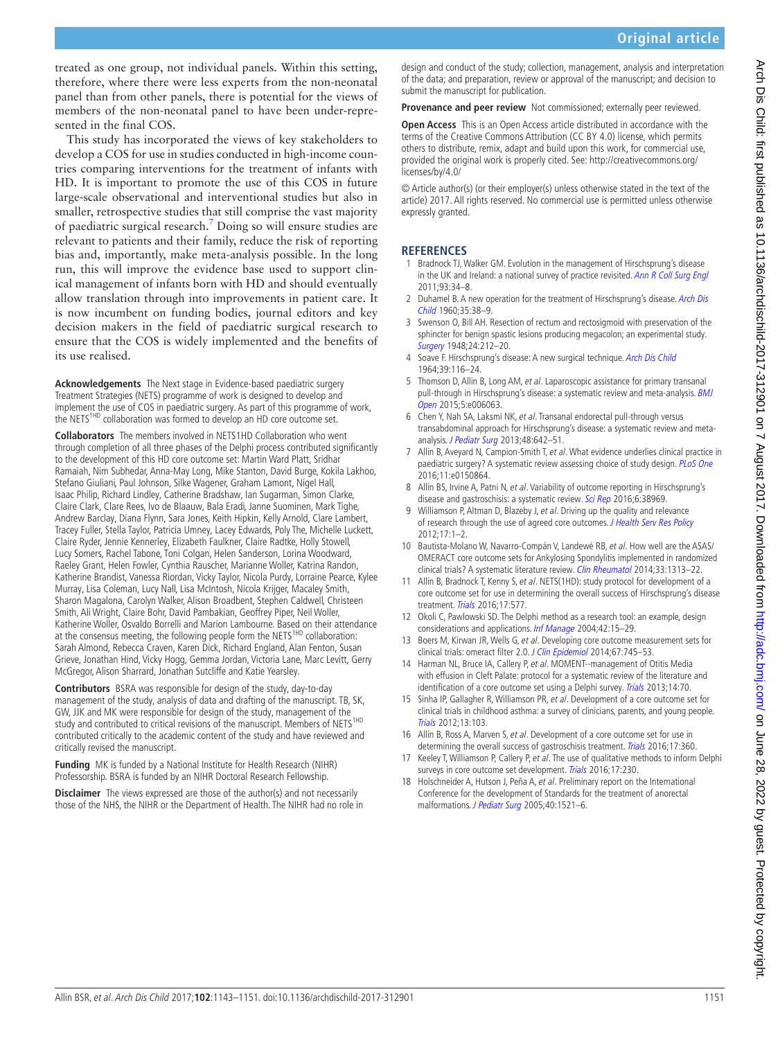treated as one group, not individual panels. Within this setting, therefore, where there were less experts from the non-neonatal panel than from other panels, there is potential for the views of members of the non-neonatal panel to have been under-represented in the final COS.

This study has incorporated the views of key stakeholders to develop a COS for use in studies conducted in high-income countries comparing interventions for the treatment of infants with HD. It is important to promote the use of this COS in future large-scale observational and interventional studies but also in smaller, retrospective studies that still comprise the vast majority of paediatric surgical research.[7] Doing so will ensure studies are relevant to patients and their family, reduce the risk of reporting bias and, importantly, make meta-analysis possible. In the long run, this will improve the evidence base used to support clinical management of infants born with HD and should eventually allow translation through into improvements in patient care. It is now incumbent on funding bodies, journal editors and key decision makers in the field of paediatric surgical research to ensure that the COS is widely implemented and the benefits of its use realised.

**Acknowledgements** The Next stage in Evidence-based paediatric surgery Treatment Strategies (NETS) programme of work is designed to develop and implement the use of COS in paediatric surgery. As part of this programme of work, the NETS[1HD] collaboration was formed to develop an HD core outcome set.

**Collaborators** The members involved in NETS1HD Collaboration who went through completion of all three phases of the Delphi process contributed significantly to the development of this HD core outcome set: Martin Ward Platt, Sridhar Ramaiah, Nim Subhedar, Anna-May Long, Mike Stanton, David Burge, Kokila Lakhoo, Stefano Giuliani, Paul Johnson, Silke Wagener, Graham Lamont, Nigel Hall, Isaac Philip, Richard Lindley, Catherine Bradshaw, Ian Sugarman, Simon Clarke, Claire Clark, Clare Rees, Ivo de Blaauw, Bala Eradi, Janne Suominen, Mark Tighe, Andrew Barclay, Diana Flynn, Sara Jones, Keith Hipkin, Kelly Arnold, Clare Lambert, Tracey Fuller, Stella Taylor, Patricia Umney, Lacey Edwards, Poly The, Michelle Luckett, Claire Ryder, Jennie Kennerley, Elizabeth Faulkner, Claire Radtke, Holly Stowell, Lucy Somers, Rachel Tabone, Toni Colgan, Helen Sanderson, Lorina Woodward, Raeley Grant, Helen Fowler, Cynthia Rauscher, Marianne Woller, Katrina Randon, Katherine Brandist, Vanessa Riordan, Vicky Taylor, Nicola Purdy, Lorraine Pearce, Kylee Murray, Lisa Coleman, Lucy Nall, Lisa McIntosh, Nicola Krijger, Macaley Smith, Sharon Magalona, Carolyn Walker, Alison Broadbent, Stephen Caldwell, Christeen Smith, Ali Wright, Claire Bohr, David Pambakian, Geoffrey Piper, Neil Woller, Katherine Woller, Osvaldo Borrelli and Marion Lambourne. Based on their attendance at the consensus meeting, the following people form the NETS[1HD] collaboration: Sarah Almond, Rebecca Craven, Karen Dick, Richard England, Alan Fenton, Susan Grieve, Jonathan Hind, Vicky Hogg, Gemma Jordan, Victoria Lane, Marc Levitt, Gerry McGregor, Alison Sharrard, Jonathan Sutcliffe and Katie Yearsley.

**Contributors** BSRA was responsible for design of the study, day-to-day management of the study, analysis of data and drafting of the manuscript. TB, SK, GW, JJK and MK were responsible for design of the study, management of the study and contributed to critical revisions of the manuscript. Members of NETS[1HD] contributed critically to the academic content of the study and have reviewed and critically revised the manuscript.

**Funding** MK is funded by a National Institute for Health Research (NIHR) Professorship. BSRA is funded by an NIHR Doctoral Research Fellowship.

**Disclaimer** The views expressed are those of the author(s) and not necessarily those of the NHS, the NIHR or the Department of Health. The NIHR had no role in design and conduct of the study; collection, management, analysis and interpretation of the data; and preparation, review or approval of the manuscript; and decision to submit the manuscript for publication.

**Provenance and peer review** Not commissioned; externally peer reviewed.

**Open Access** This is an Open Access article distributed in accordance with the terms of the Creative Commons Attribution (CC BY 4.0) license, which permits others to distribute, remix, adapt and build upon this work, for commercial use, provided the original work is properly cited. See: http://creativecommons.org/licenses/by/4.0/

© Article author(s) (or their employer(s) unless otherwise stated in the text of the article) 2017. All rights reserved. No commercial use is permitted unless otherwise expressly granted.

## REFERENCES

1. Bradnock TJ, Walker GM. Evolution in the management of Hirschsprung's disease in the UK and Ireland: a national survey of practice revisited. *Ann R Coll Surg Engl* 2011;93:34–8.
2. Duhamel B. A new operation for the treatment of Hirschsprung's disease. *Arch Dis Child* 1960;35:38–9.
3. Swenson O, Bill AH. Resection of rectum and rectosigmoid with preservation of the sphincter for benign spastic lesions producing megacolon; an experimental study. *Surgery* 1948;24:212–20.
4. Soave F. Hirschsprung's disease: A new surgical technique. *Arch Dis Child* 1964;39:116–24.
5. Thomson D, Allin B, Long AM, *et al*. Laparoscopic assistance for primary transanal pull-through in Hirschsprung's disease: a systematic review and meta-analysis. *BMJ Open* 2015;5:e006063.
6. Chen Y, Nah SA, Laksmi NK, *et al*. Transanal endorectal pull-through versus transabdominal approach for Hirschsprung's disease: a systematic review and meta-analysis. *J Pediatr Surg* 2013;48:642–51.
7. Allin B, Aveyard N, Campion-Smith T, *et al*. What evidence underlies clinical practice in paediatric surgery? A systematic review assessing choice of study design. *PLoS One* 2016;11:e0150864.
8. Allin BS, Irvine A, Patni N, *et al*. Variability of outcome reporting in Hirschsprung's disease and gastroschisis: a systematic review. *Sci Rep* 2016;6:38969.
9. Williamson P, Altman D, Blazeby J, *et al*. Driving up the quality and relevance of research through the use of agreed core outcomes. *J Health Serv Res Policy* 2012;17:1–2.
10. Bautista-Molano W, Navarro-Compán V, Landewé RB, *et al*. How well are the ASAS/OMERACT core outcome sets for Ankylosing Spondylitis implemented in randomized clinical trials? A systematic literature review. *Clin Rheumatol* 2014;33:1313–22.
11. Allin B, Bradnock T, Kenny S, *et al*. NETS(1HD): study protocol for development of a core outcome set for use in determining the overall success of Hirschsprung's disease treatment. *Trials* 2016;17:577.
12. Okoli C, Pawlowski SD. The Delphi method as a research tool: an example, design considerations and applications. *Inf Manage* 2004;42:15–29.
13. Boers M, Kirwan JR, Wells G, *et al*. Developing core outcome measurement sets for clinical trials: omeract filter 2.0. *J Clin Epidemiol* 2014;67:745–53.
14. Harman NL, Bruce IA, Callery P, *et al*. MOMENT--management of Otitis Media with effusion in Cleft Palate: protocol for a systematic review of the literature and identification of a core outcome set using a Delphi survey. *Trials* 2013;14:70.
15. Sinha IP, Gallagher R, Williamson PR, *et al*. Development of a core outcome set for clinical trials in childhood asthma: a survey of clinicians, parents, and young people. *Trials* 2012;13:103.
16. Allin B, Ross A, Marven S, *et al*. Development of a core outcome set for use in determining the overall success of gastroschisis treatment. *Trials* 2016;17:360.
17. Keeley T, Williamson P, Callery P, *et al*. The use of qualitative methods to inform Delphi surveys in core outcome set development. *Trials* 2016;17:230.
18. Holschneider A, Hutson J, Peña A, *et al*. Preliminary report on the International Conference for the development of Standards for the treatment of anorectal malformations. *J Pediatr Surg* 2005;40:1521–6.